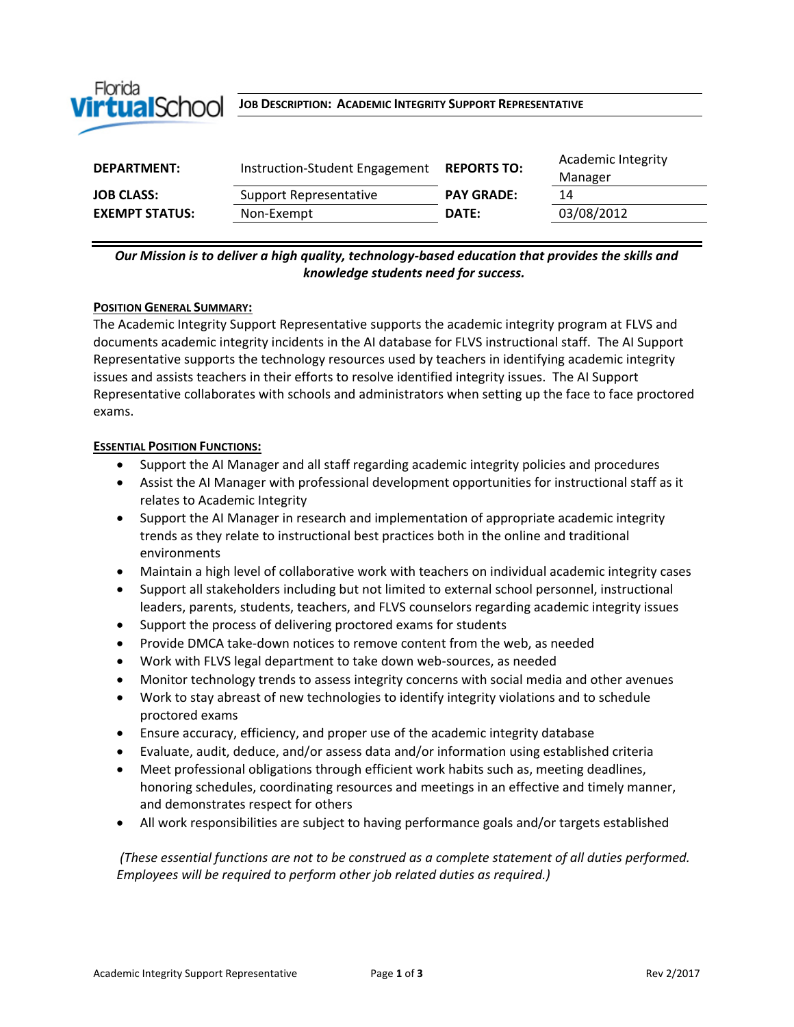Florida Virtual School

**JOB DESCRIPTION: ACADEMIC INTEGRITY SUPPORT REPRESENTATIVE**

| | | | |
|---|---|---|---|
| **DEPARTMENT:** | Instruction-Student Engagement | **REPORTS TO:** | Academic Integrity Manager |
| **JOB CLASS:** | Support Representative | **PAY GRADE:** | 14 |
| **EXEMPT STATUS:** | Non-Exempt | **DATE:** | 03/08/2012 |

***Our Mission is to deliver a high quality, technology-based education that provides the skills and knowledge students need for success.***

**POSITION GENERAL SUMMARY:**

The Academic Integrity Support Representative supports the academic integrity program at FLVS and documents academic integrity incidents in the AI database for FLVS instructional staff. The AI Support Representative supports the technology resources used by teachers in identifying academic integrity issues and assists teachers in their efforts to resolve identified integrity issues. The AI Support Representative collaborates with schools and administrators when setting up the face to face proctored exams.

**ESSENTIAL POSITION FUNCTIONS:**

- Support the AI Manager and all staff regarding academic integrity policies and procedures
- Assist the AI Manager with professional development opportunities for instructional staff as it relates to Academic Integrity
- Support the AI Manager in research and implementation of appropriate academic integrity trends as they relate to instructional best practices both in the online and traditional environments
- Maintain a high level of collaborative work with teachers on individual academic integrity cases
- Support all stakeholders including but not limited to external school personnel, instructional leaders, parents, students, teachers, and FLVS counselors regarding academic integrity issues
- Support the process of delivering proctored exams for students
- Provide DMCA take-down notices to remove content from the web, as needed
- Work with FLVS legal department to take down web-sources, as needed
- Monitor technology trends to assess integrity concerns with social media and other avenues
- Work to stay abreast of new technologies to identify integrity violations and to schedule proctored exams
- Ensure accuracy, efficiency, and proper use of the academic integrity database
- Evaluate, audit, deduce, and/or assess data and/or information using established criteria
- Meet professional obligations through efficient work habits such as, meeting deadlines, honoring schedules, coordinating resources and meetings in an effective and timely manner, and demonstrates respect for others
- All work responsibilities are subject to having performance goals and/or targets established

*(These essential functions are not to be construed as a complete statement of all duties performed. Employees will be required to perform other job related duties as required.)*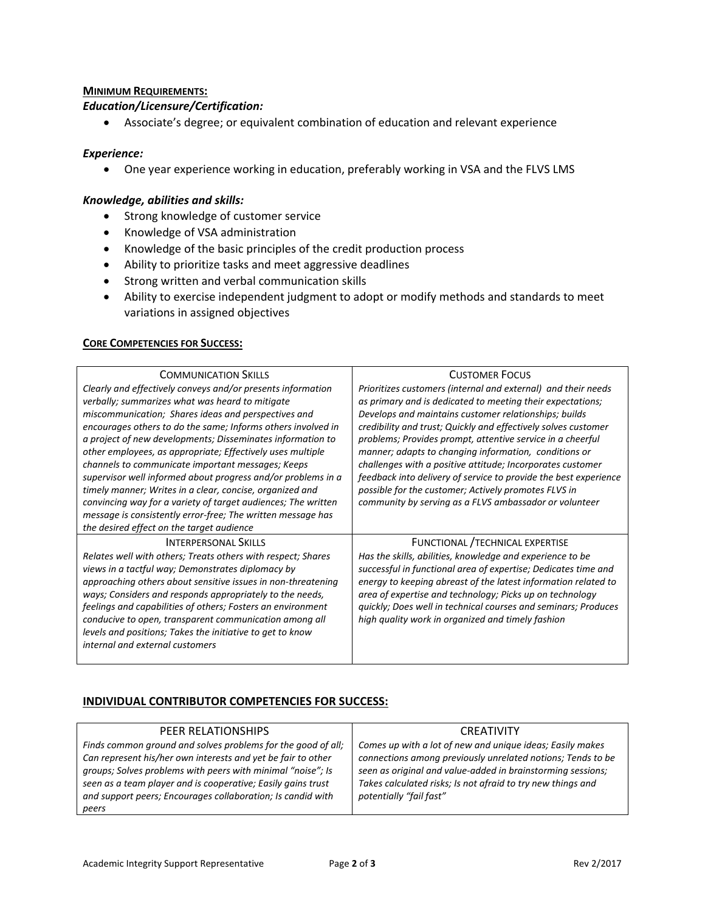## Minimum Requirements:

### *Education/Licensure/Certification:*

- Associate's degree; or equivalent combination of education and relevant experience

### *Experience:*

- One year experience working in education, preferably working in VSA and the FLVS LMS

### *Knowledge, abilities and skills:*

- Strong knowledge of customer service
- Knowledge of VSA administration
- Knowledge of the basic principles of the credit production process
- Ability to prioritize tasks and meet aggressive deadlines
- Strong written and verbal communication skills
- Ability to exercise independent judgment to adopt or modify methods and standards to meet variations in assigned objectives

## Core Competencies for Success:

| Communication Skills | Customer Focus |
|---|---|
| *Clearly and effectively conveys and/or presents information verbally; summarizes what was heard to mitigate miscommunication; Shares ideas and perspectives and encourages others to do the same; Informs others involved in a project of new developments; Disseminates information to other employees, as appropriate; Effectively uses multiple channels to communicate important messages; Keeps supervisor well informed about progress and/or problems in a timely manner; Writes in a clear, concise, organized and convincing way for a variety of target audiences; The written message is consistently error-free; The written message has the desired effect on the target audience* | *Prioritizes customers (internal and external) and their needs as primary and is dedicated to meeting their expectations; Develops and maintains customer relationships; builds credibility and trust; Quickly and effectively solves customer problems; Provides prompt, attentive service in a cheerful manner; adapts to changing information, conditions or challenges with a positive attitude; Incorporates customer feedback into delivery of service to provide the best experience possible for the customer; Actively promotes FLVS in community by serving as a FLVS ambassador or volunteer* |
| **Interpersonal Skills** | **Functional / Technical Expertise** |
| *Relates well with others; Treats others with respect; Shares views in a tactful way; Demonstrates diplomacy by approaching others about sensitive issues in non-threatening ways; Considers and responds appropriately to the needs, feelings and capabilities of others; Fosters an environment conducive to open, transparent communication among all levels and positions; Takes the initiative to get to know internal and external customers* | *Has the skills, abilities, knowledge and experience to be successful in functional area of expertise; Dedicates time and energy to keeping abreast of the latest information related to area of expertise and technology; Picks up on technology quickly; Does well in technical courses and seminars; Produces high quality work in organized and timely fashion* |

## Individual Contributor Competencies for Success:

| Peer Relationships | Creativity |
|---|---|
| *Finds common ground and solves problems for the good of all; Can represent his/her own interests and yet be fair to other groups; Solves problems with peers with minimal "noise"; Is seen as a team player and is cooperative; Easily gains trust and support peers; Encourages collaboration; Is candid with peers* | *Comes up with a lot of new and unique ideas; Easily makes connections among previously unrelated notions; Tends to be seen as original and value-added in brainstorming sessions; Takes calculated risks; Is not afraid to try new things and potentially "fail fast"* |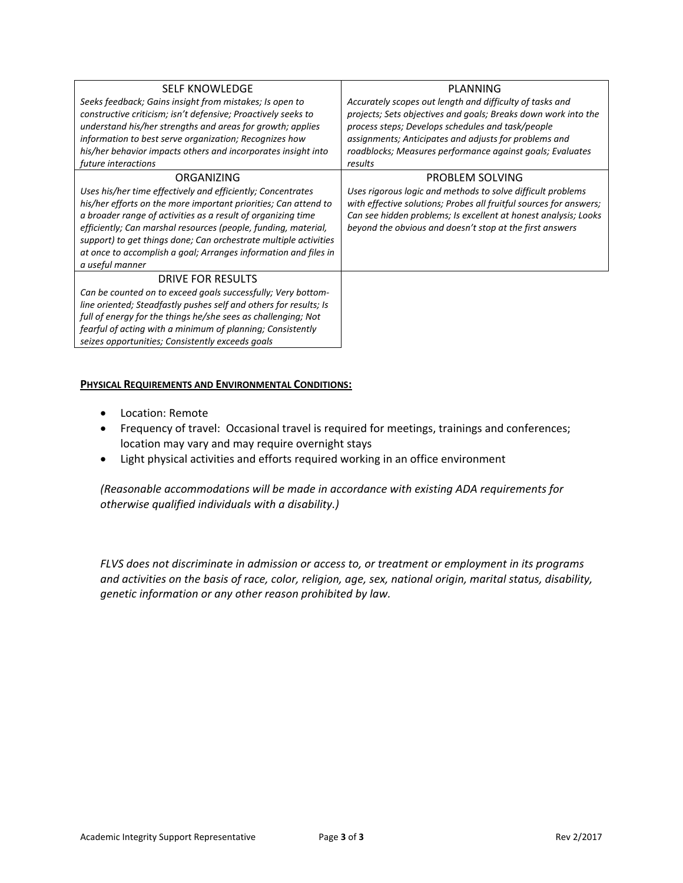| | |
|---|---|
| SELF KNOWLEDGE<br>*Seeks feedback; Gains insight from mistakes; Is open to constructive criticism; isn't defensive; Proactively seeks to understand his/her strengths and areas for growth; applies information to best serve organization; Recognizes how his/her behavior impacts others and incorporates insight into future interactions* | PLANNING<br>*Accurately scopes out length and difficulty of tasks and projects; Sets objectives and goals; Breaks down work into the process steps; Develops schedules and task/people assignments; Anticipates and adjusts for problems and roadblocks; Measures performance against goals; Evaluates results* |
| ORGANIZING<br>*Uses his/her time effectively and efficiently; Concentrates his/her efforts on the more important priorities; Can attend to a broader range of activities as a result of organizing time efficiently; Can marshal resources (people, funding, material, support) to get things done; Can orchestrate multiple activities at once to accomplish a goal; Arranges information and files in a useful manner* | PROBLEM SOLVING<br>*Uses rigorous logic and methods to solve difficult problems with effective solutions; Probes all fruitful sources for answers; Can see hidden problems; Is excellent at honest analysis; Looks beyond the obvious and doesn't stop at the first answers* |
| DRIVE FOR RESULTS<br>*Can be counted on to exceed goals successfully; Very bottom-line oriented; Steadfastly pushes self and others for results; Is full of energy for the things he/she sees as challenging; Not fearful of acting with a minimum of planning; Consistently seizes opportunities; Consistently exceeds goals* | |

**PHYSICAL REQUIREMENTS AND ENVIRONMENTAL CONDITIONS:**

- Location: Remote
- Frequency of travel: Occasional travel is required for meetings, trainings and conferences; location may vary and may require overnight stays
- Light physical activities and efforts required working in an office environment

*(Reasonable accommodations will be made in accordance with existing ADA requirements for otherwise qualified individuals with a disability.)*

*FLVS does not discriminate in admission or access to, or treatment or employment in its programs and activities on the basis of race, color, religion, age, sex, national origin, marital status, disability, genetic information or any other reason prohibited by law.*